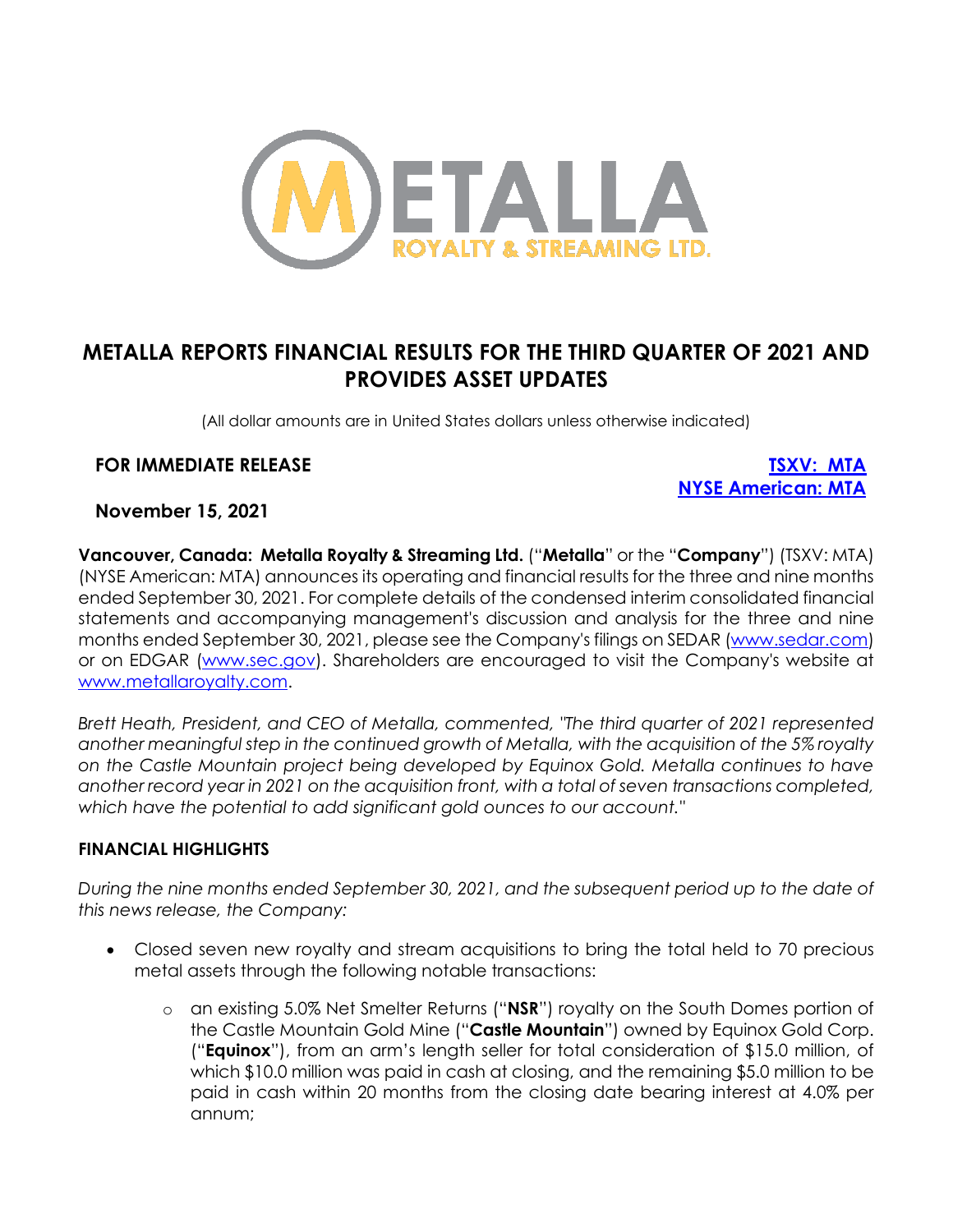# METALLA REPORTS FINANCIAL RESULTS FOR THE THIRD QUARTER OF 2021 AND PROVIDES ASSET UPDATES

(All dollar amounts are in United States dollars unless otherwise indicated)

**FOR IMMEDIATE RELEASE**

**TSXV: MTA**
**NYSE American: MTA**

**November 15, 2021**

**Vancouver, Canada: Metalla Royalty & Streaming Ltd.** ("**Metalla**" or the "**Company**") (TSXV: MTA) (NYSE American: MTA) announces its operating and financial results for the three and nine months ended September 30, 2021. For complete details of the condensed interim consolidated financial statements and accompanying management's discussion and analysis for the three and nine months ended September 30, 2021, please see the Company's filings on SEDAR (www.sedar.com) or on EDGAR (www.sec.gov). Shareholders are encouraged to visit the Company's website at www.metallaroyalty.com.

*Brett Heath, President, and CEO of Metalla, commented, "The third quarter of 2021 represented another meaningful step in the continued growth of Metalla, with the acquisition of the 5% royalty on the Castle Mountain project being developed by Equinox Gold. Metalla continues to have another record year in 2021 on the acquisition front, with a total of seven transactions completed, which have the potential to add significant gold ounces to our account."*

## FINANCIAL HIGHLIGHTS

*During the nine months ended September 30, 2021, and the subsequent period up to the date of this news release, the Company:*

- Closed seven new royalty and stream acquisitions to bring the total held to 70 precious metal assets through the following notable transactions:
  - an existing 5.0% Net Smelter Returns ("**NSR**") royalty on the South Domes portion of the Castle Mountain Gold Mine ("**Castle Mountain**") owned by Equinox Gold Corp. ("**Equinox**"), from an arm's length seller for total consideration of $15.0 million, of which $10.0 million was paid in cash at closing, and the remaining $5.0 million to be paid in cash within 20 months from the closing date bearing interest at 4.0% per annum;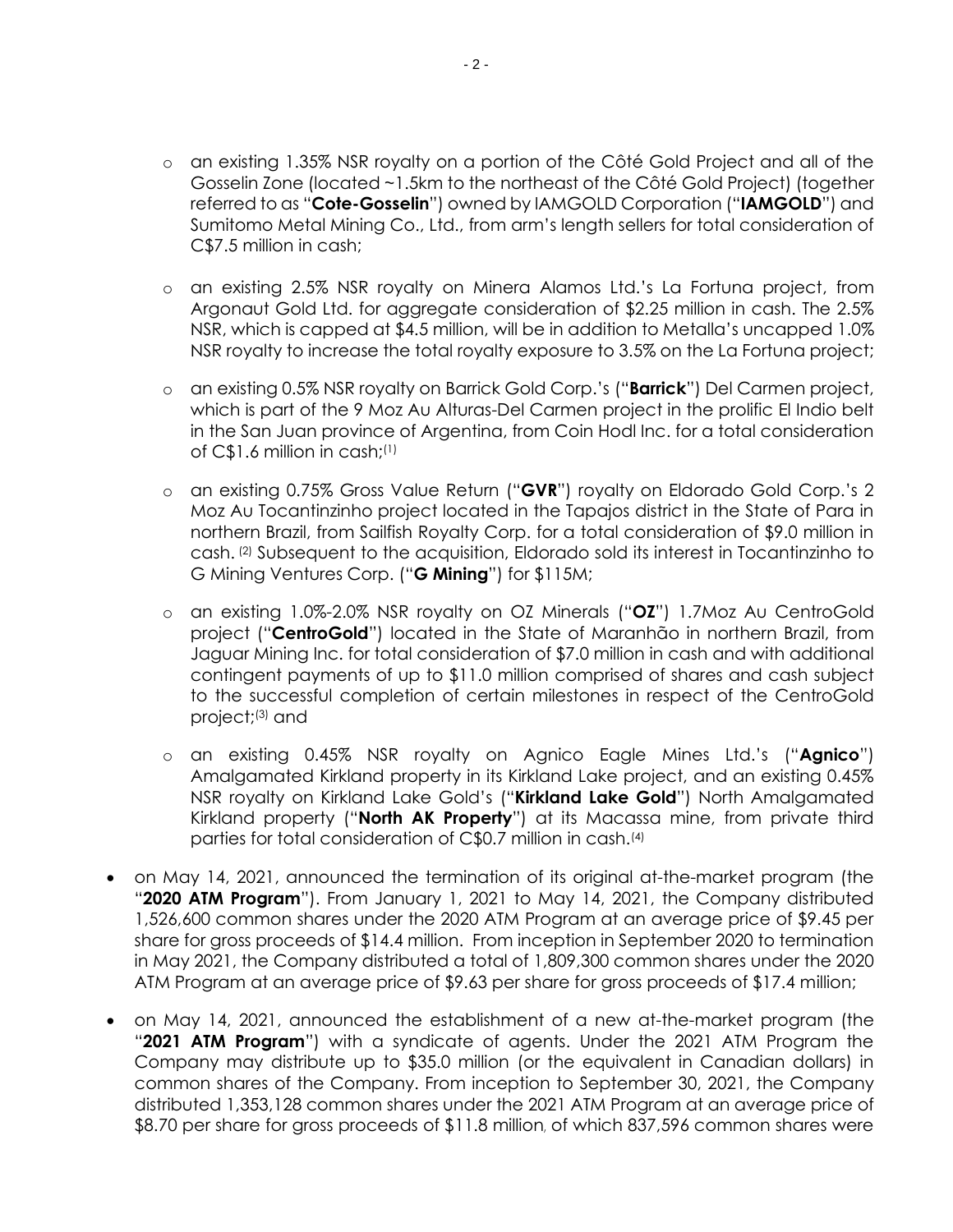- an existing 1.35% NSR royalty on a portion of the Côté Gold Project and all of the Gosselin Zone (located ~1.5km to the northeast of the Côté Gold Project) (together referred to as "**Cote-Gosselin**") owned by IAMGOLD Corporation ("**IAMGOLD**") and Sumitomo Metal Mining Co., Ltd., from arm's length sellers for total consideration of C$7.5 million in cash;

- an existing 2.5% NSR royalty on Minera Alamos Ltd.'s La Fortuna project, from Argonaut Gold Ltd. for aggregate consideration of $2.25 million in cash. The 2.5% NSR, which is capped at $4.5 million, will be in addition to Metalla's uncapped 1.0% NSR royalty to increase the total royalty exposure to 3.5% on the La Fortuna project;

- an existing 0.5% NSR royalty on Barrick Gold Corp.'s ("**Barrick**") Del Carmen project, which is part of the 9 Moz Au Alturas-Del Carmen project in the prolific El Indio belt in the San Juan province of Argentina, from Coin Hodl Inc. for a total consideration of C$1.6 million in cash;[1]

- an existing 0.75% Gross Value Return ("**GVR**") royalty on Eldorado Gold Corp.'s 2 Moz Au Tocantinzinho project located in the Tapajos district in the State of Para in northern Brazil, from Sailfish Royalty Corp. for a total consideration of $9.0 million in cash. [2] Subsequent to the acquisition, Eldorado sold its interest in Tocantinzinho to G Mining Ventures Corp. ("**G Mining**") for $115M;

- an existing 1.0%-2.0% NSR royalty on OZ Minerals ("**OZ**") 1.7Moz Au CentroGold project ("**CentroGold**") located in the State of Maranhão in northern Brazil, from Jaguar Mining Inc. for total consideration of $7.0 million in cash and with additional contingent payments of up to $11.0 million comprised of shares and cash subject to the successful completion of certain milestones in respect of the CentroGold project;[3] and

- an existing 0.45% NSR royalty on Agnico Eagle Mines Ltd.'s ("**Agnico**") Amalgamated Kirkland property in its Kirkland Lake project, and an existing 0.45% NSR royalty on Kirkland Lake Gold's ("**Kirkland Lake Gold**") North Amalgamated Kirkland property ("**North AK Property**") at its Macassa mine, from private third parties for total consideration of C$0.7 million in cash.[4]

- on May 14, 2021, announced the termination of its original at-the-market program (the "**2020 ATM Program**"). From January 1, 2021 to May 14, 2021, the Company distributed 1,526,600 common shares under the 2020 ATM Program at an average price of $9.45 per share for gross proceeds of $14.4 million. From inception in September 2020 to termination in May 2021, the Company distributed a total of 1,809,300 common shares under the 2020 ATM Program at an average price of $9.63 per share for gross proceeds of $17.4 million;

- on May 14, 2021, announced the establishment of a new at-the-market program (the "**2021 ATM Program**") with a syndicate of agents. Under the 2021 ATM Program the Company may distribute up to $35.0 million (or the equivalent in Canadian dollars) in common shares of the Company. From inception to September 30, 2021, the Company distributed 1,353,128 common shares under the 2021 ATM Program at an average price of $8.70 per share for gross proceeds of $11.8 million, of which 837,596 common shares were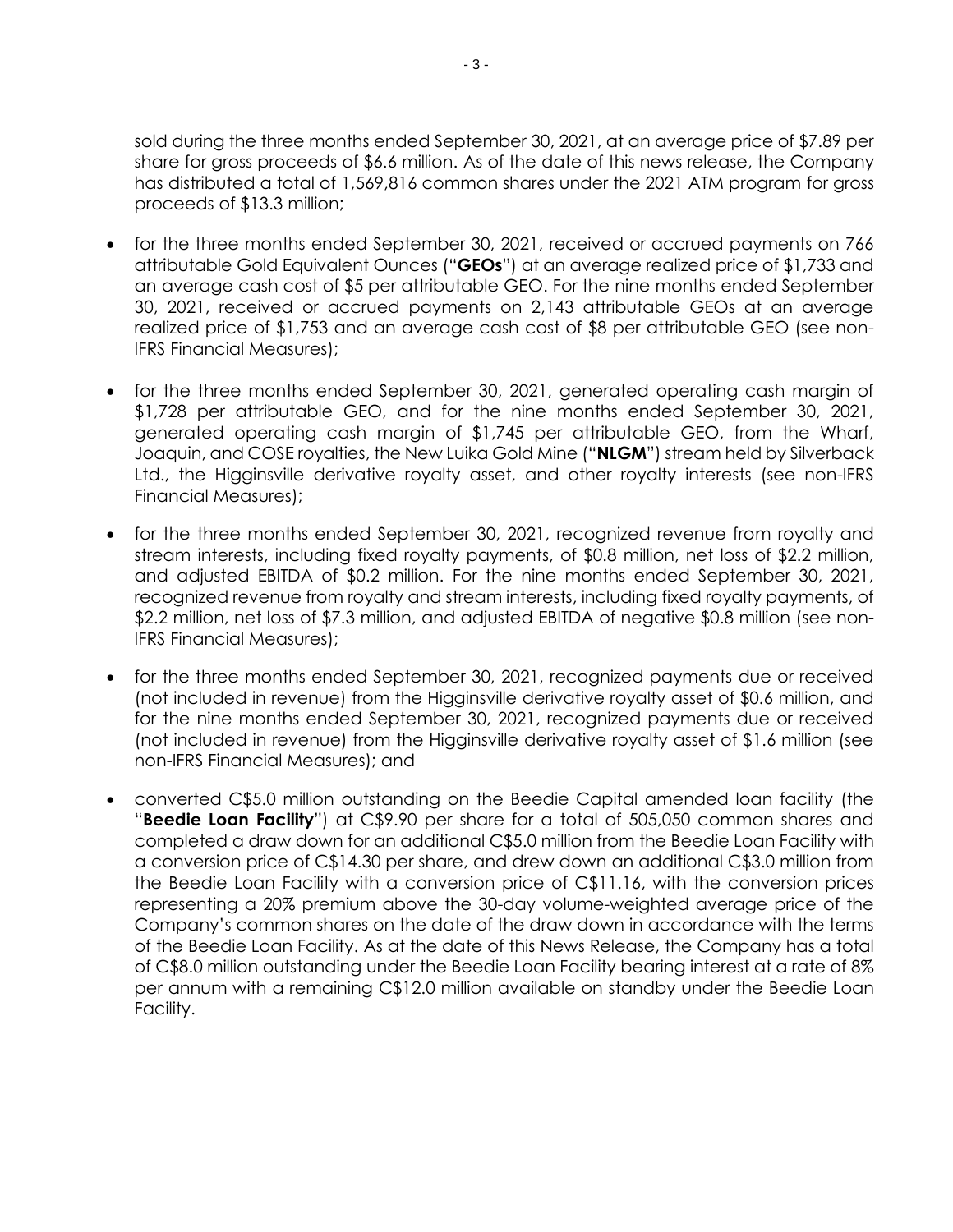sold during the three months ended September 30, 2021, at an average price of $7.89 per share for gross proceeds of $6.6 million. As of the date of this news release, the Company has distributed a total of 1,569,816 common shares under the 2021 ATM program for gross proceeds of $13.3 million;

- for the three months ended September 30, 2021, received or accrued payments on 766 attributable Gold Equivalent Ounces ("**GEOs**") at an average realized price of $1,733 and an average cash cost of $5 per attributable GEO. For the nine months ended September 30, 2021, received or accrued payments on 2,143 attributable GEOs at an average realized price of $1,753 and an average cash cost of $8 per attributable GEO (see non-IFRS Financial Measures);
- for the three months ended September 30, 2021, generated operating cash margin of $1,728 per attributable GEO, and for the nine months ended September 30, 2021, generated operating cash margin of $1,745 per attributable GEO, from the Wharf, Joaquin, and COSE royalties, the New Luika Gold Mine ("**NLGM**") stream held by Silverback Ltd., the Higginsville derivative royalty asset, and other royalty interests (see non-IFRS Financial Measures);
- for the three months ended September 30, 2021, recognized revenue from royalty and stream interests, including fixed royalty payments, of $0.8 million, net loss of $2.2 million, and adjusted EBITDA of $0.2 million. For the nine months ended September 30, 2021, recognized revenue from royalty and stream interests, including fixed royalty payments, of $2.2 million, net loss of $7.3 million, and adjusted EBITDA of negative $0.8 million (see non-IFRS Financial Measures);
- for the three months ended September 30, 2021, recognized payments due or received (not included in revenue) from the Higginsville derivative royalty asset of $0.6 million, and for the nine months ended September 30, 2021, recognized payments due or received (not included in revenue) from the Higginsville derivative royalty asset of $1.6 million (see non-IFRS Financial Measures); and
- converted C$5.0 million outstanding on the Beedie Capital amended loan facility (the "**Beedie Loan Facility**") at C$9.90 per share for a total of 505,050 common shares and completed a draw down for an additional C$5.0 million from the Beedie Loan Facility with a conversion price of C$14.30 per share, and drew down an additional C$3.0 million from the Beedie Loan Facility with a conversion price of C$11.16, with the conversion prices representing a 20% premium above the 30-day volume-weighted average price of the Company's common shares on the date of the draw down in accordance with the terms of the Beedie Loan Facility. As at the date of this News Release, the Company has a total of C$8.0 million outstanding under the Beedie Loan Facility bearing interest at a rate of 8% per annum with a remaining C$12.0 million available on standby under the Beedie Loan Facility.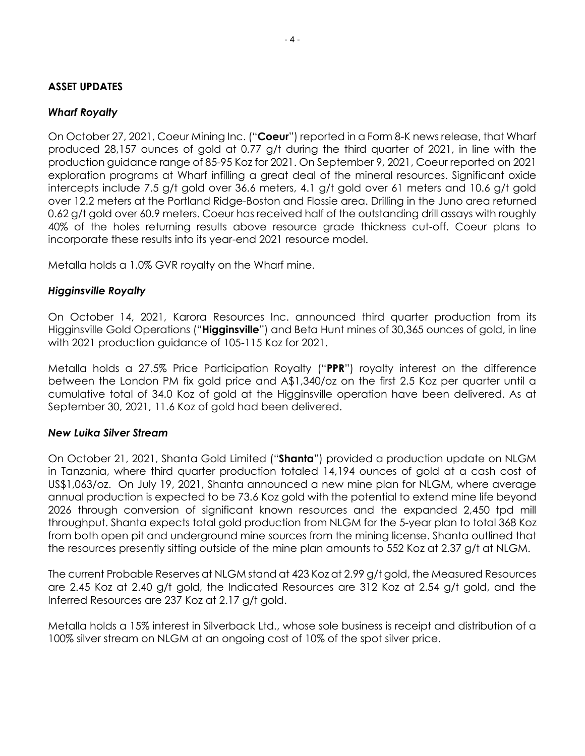## ASSET UPDATES

### *Wharf Royalty*

On October 27, 2021, Coeur Mining Inc. ("**Coeur**") reported in a Form 8-K news release, that Wharf produced 28,157 ounces of gold at 0.77 g/t during the third quarter of 2021, in line with the production guidance range of 85-95 Koz for 2021. On September 9, 2021, Coeur reported on 2021 exploration programs at Wharf infilling a great deal of the mineral resources. Significant oxide intercepts include 7.5 g/t gold over 36.6 meters, 4.1 g/t gold over 61 meters and 10.6 g/t gold over 12.2 meters at the Portland Ridge-Boston and Flossie area. Drilling in the Juno area returned 0.62 g/t gold over 60.9 meters. Coeur has received half of the outstanding drill assays with roughly 40% of the holes returning results above resource grade thickness cut-off. Coeur plans to incorporate these results into its year-end 2021 resource model.

Metalla holds a 1.0% GVR royalty on the Wharf mine.

### *Higginsville Royalty*

On October 14, 2021, Karora Resources Inc. announced third quarter production from its Higginsville Gold Operations ("**Higginsville**") and Beta Hunt mines of 30,365 ounces of gold, in line with 2021 production guidance of 105-115 Koz for 2021.

Metalla holds a 27.5% Price Participation Royalty ("**PPR**") royalty interest on the difference between the London PM fix gold price and A$1,340/oz on the first 2.5 Koz per quarter until a cumulative total of 34.0 Koz of gold at the Higginsville operation have been delivered. As at September 30, 2021, 11.6 Koz of gold had been delivered.

### *New Luika Silver Stream*

On October 21, 2021, Shanta Gold Limited ("**Shanta**") provided a production update on NLGM in Tanzania, where third quarter production totaled 14,194 ounces of gold at a cash cost of US$1,063/oz. On July 19, 2021, Shanta announced a new mine plan for NLGM, where average annual production is expected to be 73.6 Koz gold with the potential to extend mine life beyond 2026 through conversion of significant known resources and the expanded 2,450 tpd mill throughput. Shanta expects total gold production from NLGM for the 5-year plan to total 368 Koz from both open pit and underground mine sources from the mining license. Shanta outlined that the resources presently sitting outside of the mine plan amounts to 552 Koz at 2.37 g/t at NLGM.

The current Probable Reserves at NLGM stand at 423 Koz at 2.99 g/t gold, the Measured Resources are 2.45 Koz at 2.40 g/t gold, the Indicated Resources are 312 Koz at 2.54 g/t gold, and the Inferred Resources are 237 Koz at 2.17 g/t gold.

Metalla holds a 15% interest in Silverback Ltd., whose sole business is receipt and distribution of a 100% silver stream on NLGM at an ongoing cost of 10% of the spot silver price.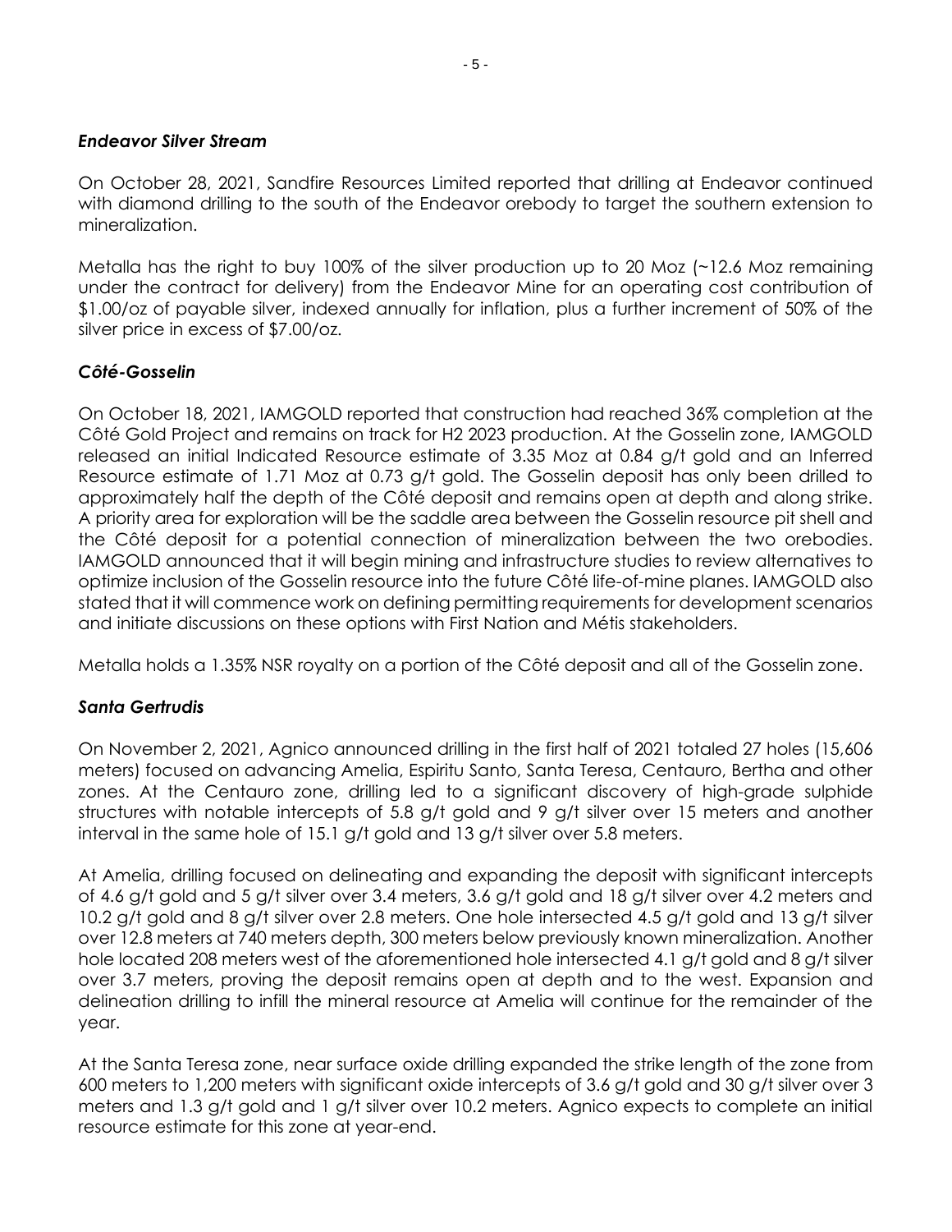### *Endeavor Silver Stream*

On October 28, 2021, Sandfire Resources Limited reported that drilling at Endeavor continued with diamond drilling to the south of the Endeavor orebody to target the southern extension to mineralization.

Metalla has the right to buy 100% of the silver production up to 20 Moz (~12.6 Moz remaining under the contract for delivery) from the Endeavor Mine for an operating cost contribution of $1.00/oz of payable silver, indexed annually for inflation, plus a further increment of 50% of the silver price in excess of $7.00/oz.

### *Côté-Gosselin*

On October 18, 2021, IAMGOLD reported that construction had reached 36% completion at the Côté Gold Project and remains on track for H2 2023 production. At the Gosselin zone, IAMGOLD released an initial Indicated Resource estimate of 3.35 Moz at 0.84 g/t gold and an Inferred Resource estimate of 1.71 Moz at 0.73 g/t gold. The Gosselin deposit has only been drilled to approximately half the depth of the Côté deposit and remains open at depth and along strike. A priority area for exploration will be the saddle area between the Gosselin resource pit shell and the Côté deposit for a potential connection of mineralization between the two orebodies. IAMGOLD announced that it will begin mining and infrastructure studies to review alternatives to optimize inclusion of the Gosselin resource into the future Côté life-of-mine planes. IAMGOLD also stated that it will commence work on defining permitting requirements for development scenarios and initiate discussions on these options with First Nation and Métis stakeholders.

Metalla holds a 1.35% NSR royalty on a portion of the Côté deposit and all of the Gosselin zone.

### *Santa Gertrudis*

On November 2, 2021, Agnico announced drilling in the first half of 2021 totaled 27 holes (15,606 meters) focused on advancing Amelia, Espiritu Santo, Santa Teresa, Centauro, Bertha and other zones. At the Centauro zone, drilling led to a significant discovery of high-grade sulphide structures with notable intercepts of 5.8 g/t gold and 9 g/t silver over 15 meters and another interval in the same hole of 15.1 g/t gold and 13 g/t silver over 5.8 meters.

At Amelia, drilling focused on delineating and expanding the deposit with significant intercepts of 4.6 g/t gold and 5 g/t silver over 3.4 meters, 3.6 g/t gold and 18 g/t silver over 4.2 meters and 10.2 g/t gold and 8 g/t silver over 2.8 meters. One hole intersected 4.5 g/t gold and 13 g/t silver over 12.8 meters at 740 meters depth, 300 meters below previously known mineralization. Another hole located 208 meters west of the aforementioned hole intersected 4.1 g/t gold and 8 g/t silver over 3.7 meters, proving the deposit remains open at depth and to the west. Expansion and delineation drilling to infill the mineral resource at Amelia will continue for the remainder of the year.

At the Santa Teresa zone, near surface oxide drilling expanded the strike length of the zone from 600 meters to 1,200 meters with significant oxide intercepts of 3.6 g/t gold and 30 g/t silver over 3 meters and 1.3 g/t gold and 1 g/t silver over 10.2 meters. Agnico expects to complete an initial resource estimate for this zone at year-end.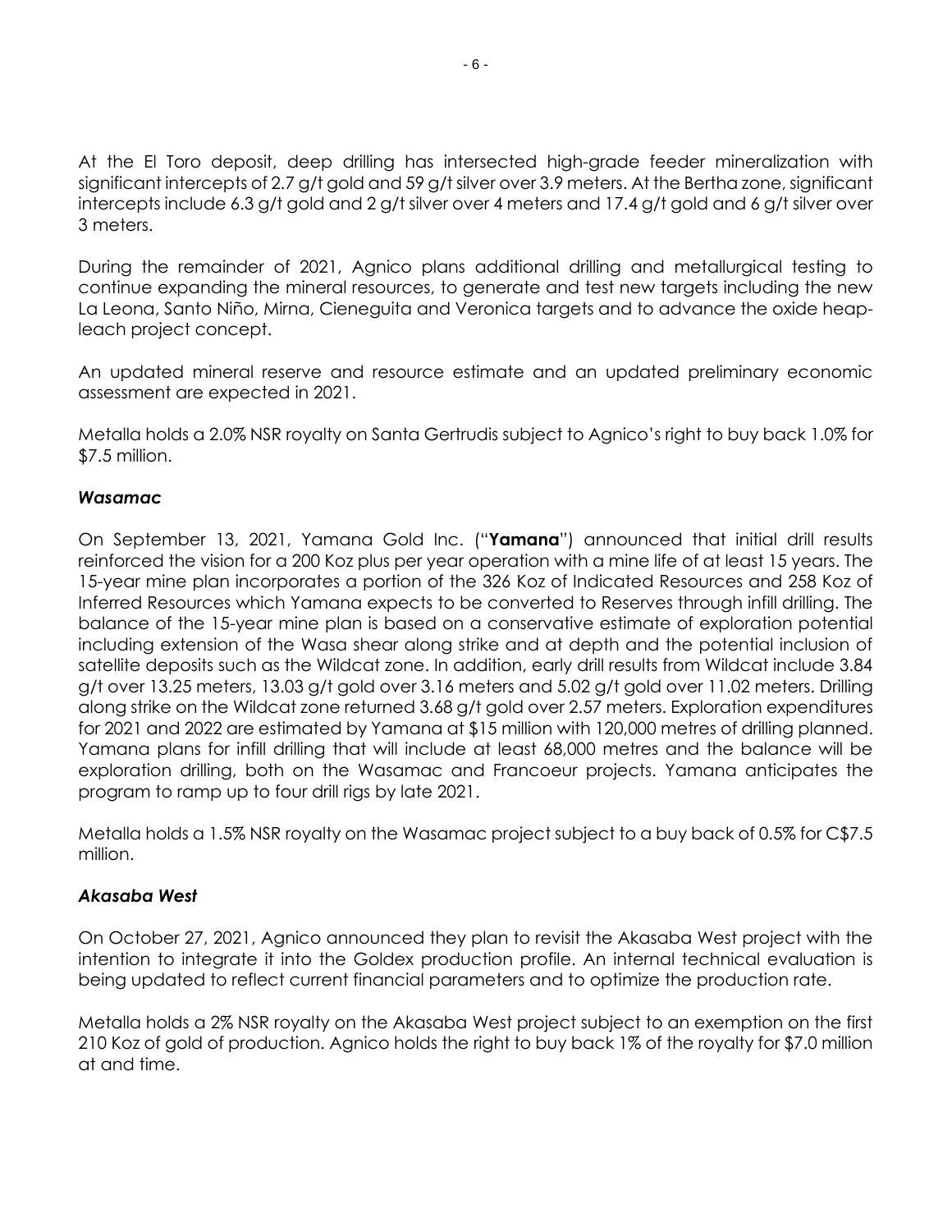At the El Toro deposit, deep drilling has intersected high-grade feeder mineralization with significant intercepts of 2.7 g/t gold and 59 g/t silver over 3.9 meters. At the Bertha zone, significant intercepts include 6.3 g/t gold and 2 g/t silver over 4 meters and 17.4 g/t gold and 6 g/t silver over 3 meters.

During the remainder of 2021, Agnico plans additional drilling and metallurgical testing to continue expanding the mineral resources, to generate and test new targets including the new La Leona, Santo Niño, Mirna, Cieneguita and Veronica targets and to advance the oxide heap-leach project concept.

An updated mineral reserve and resource estimate and an updated preliminary economic assessment are expected in 2021.

Metalla holds a 2.0% NSR royalty on Santa Gertrudis subject to Agnico's right to buy back 1.0% for $7.5 million.

### *Wasamac*

On September 13, 2021, Yamana Gold Inc. ("**Yamana**") announced that initial drill results reinforced the vision for a 200 Koz plus per year operation with a mine life of at least 15 years. The 15-year mine plan incorporates a portion of the 326 Koz of Indicated Resources and 258 Koz of Inferred Resources which Yamana expects to be converted to Reserves through infill drilling. The balance of the 15-year mine plan is based on a conservative estimate of exploration potential including extension of the Wasa shear along strike and at depth and the potential inclusion of satellite deposits such as the Wildcat zone. In addition, early drill results from Wildcat include 3.84 g/t over 13.25 meters, 13.03 g/t gold over 3.16 meters and 5.02 g/t gold over 11.02 meters. Drilling along strike on the Wildcat zone returned 3.68 g/t gold over 2.57 meters. Exploration expenditures for 2021 and 2022 are estimated by Yamana at $15 million with 120,000 metres of drilling planned. Yamana plans for infill drilling that will include at least 68,000 metres and the balance will be exploration drilling, both on the Wasamac and Francoeur projects. Yamana anticipates the program to ramp up to four drill rigs by late 2021.

Metalla holds a 1.5% NSR royalty on the Wasamac project subject to a buy back of 0.5% for C$7.5 million.

### *Akasaba West*

On October 27, 2021, Agnico announced they plan to revisit the Akasaba West project with the intention to integrate it into the Goldex production profile. An internal technical evaluation is being updated to reflect current financial parameters and to optimize the production rate.

Metalla holds a 2% NSR royalty on the Akasaba West project subject to an exemption on the first 210 Koz of gold of production. Agnico holds the right to buy back 1% of the royalty for $7.0 million at and time.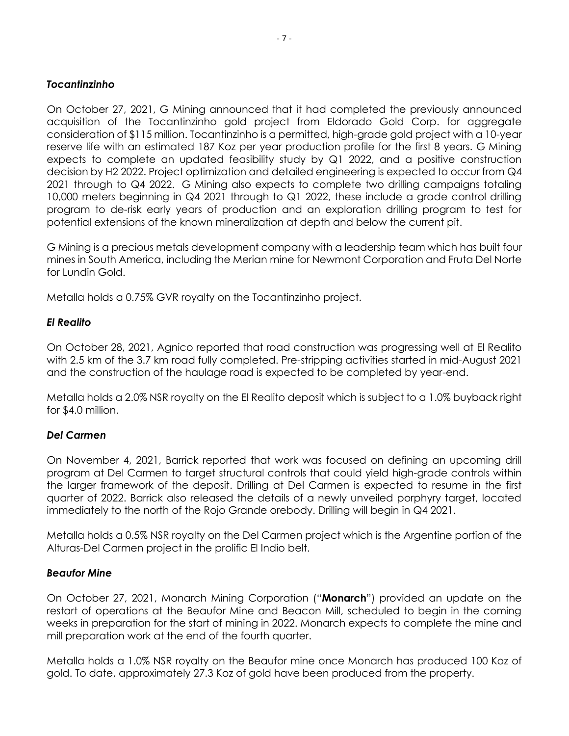### *Tocantinzinho*

On October 27, 2021, G Mining announced that it had completed the previously announced acquisition of the Tocantinzinho gold project from Eldorado Gold Corp. for aggregate consideration of $115 million. Tocantinzinho is a permitted, high-grade gold project with a 10-year reserve life with an estimated 187 Koz per year production profile for the first 8 years. G Mining expects to complete an updated feasibility study by Q1 2022, and a positive construction decision by H2 2022. Project optimization and detailed engineering is expected to occur from Q4 2021 through to Q4 2022. G Mining also expects to complete two drilling campaigns totaling 10,000 meters beginning in Q4 2021 through to Q1 2022, these include a grade control drilling program to de-risk early years of production and an exploration drilling program to test for potential extensions of the known mineralization at depth and below the current pit.

G Mining is a precious metals development company with a leadership team which has built four mines in South America, including the Merian mine for Newmont Corporation and Fruta Del Norte for Lundin Gold.

Metalla holds a 0.75% GVR royalty on the Tocantinzinho project.

### *El Realito*

On October 28, 2021, Agnico reported that road construction was progressing well at El Realito with 2.5 km of the 3.7 km road fully completed. Pre-stripping activities started in mid-August 2021 and the construction of the haulage road is expected to be completed by year-end.

Metalla holds a 2.0% NSR royalty on the El Realito deposit which is subject to a 1.0% buyback right for $4.0 million.

### *Del Carmen*

On November 4, 2021, Barrick reported that work was focused on defining an upcoming drill program at Del Carmen to target structural controls that could yield high-grade controls within the larger framework of the deposit. Drilling at Del Carmen is expected to resume in the first quarter of 2022. Barrick also released the details of a newly unveiled porphyry target, located immediately to the north of the Rojo Grande orebody. Drilling will begin in Q4 2021.

Metalla holds a 0.5% NSR royalty on the Del Carmen project which is the Argentine portion of the Alturas-Del Carmen project in the prolific El Indio belt.

### *Beaufor Mine*

On October 27, 2021, Monarch Mining Corporation ("**Monarch**") provided an update on the restart of operations at the Beaufor Mine and Beacon Mill, scheduled to begin in the coming weeks in preparation for the start of mining in 2022. Monarch expects to complete the mine and mill preparation work at the end of the fourth quarter.

Metalla holds a 1.0% NSR royalty on the Beaufor mine once Monarch has produced 100 Koz of gold. To date, approximately 27.3 Koz of gold have been produced from the property.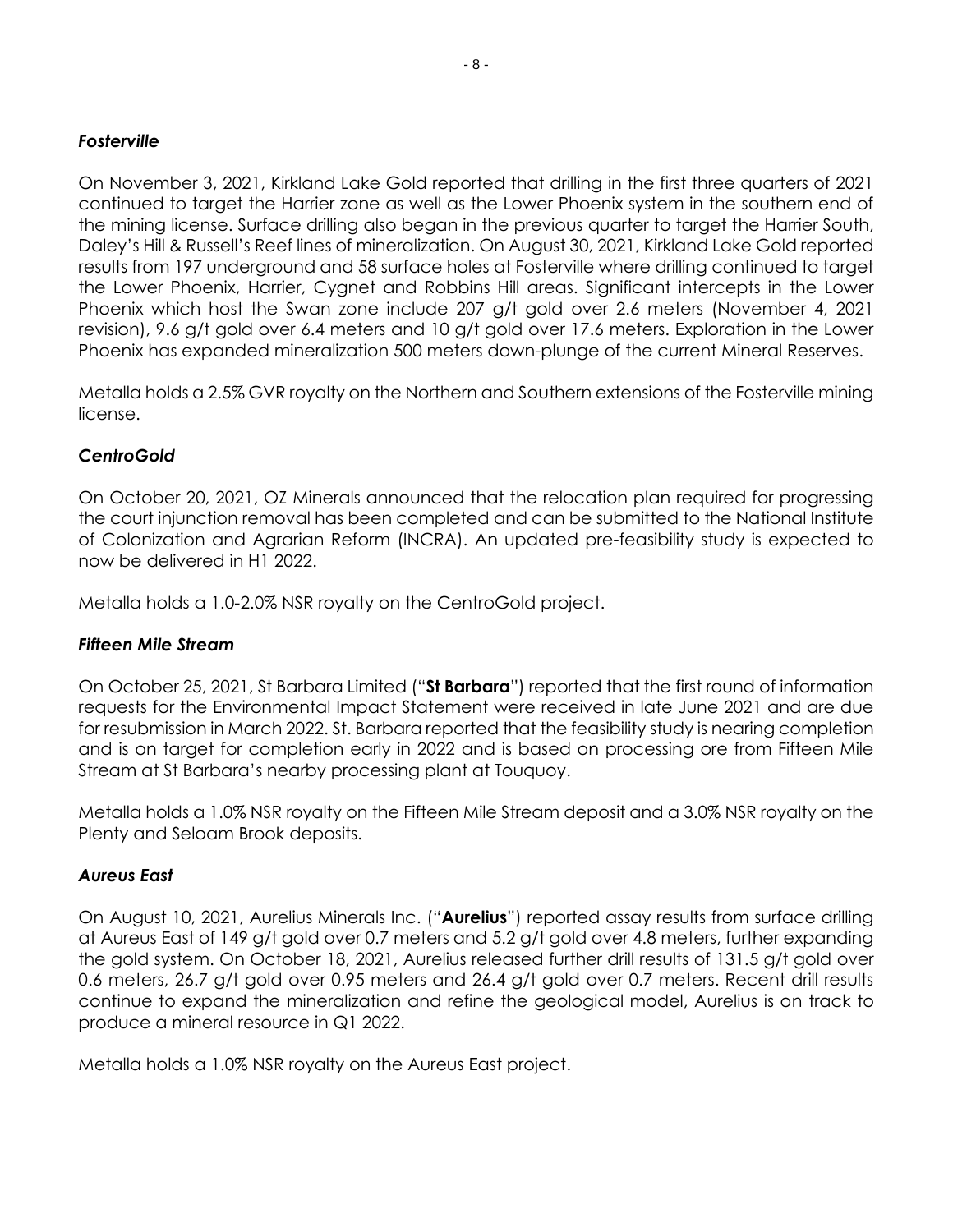### *Fosterville*

On November 3, 2021, Kirkland Lake Gold reported that drilling in the first three quarters of 2021 continued to target the Harrier zone as well as the Lower Phoenix system in the southern end of the mining license. Surface drilling also began in the previous quarter to target the Harrier South, Daley's Hill & Russell's Reef lines of mineralization. On August 30, 2021, Kirkland Lake Gold reported results from 197 underground and 58 surface holes at Fosterville where drilling continued to target the Lower Phoenix, Harrier, Cygnet and Robbins Hill areas. Significant intercepts in the Lower Phoenix which host the Swan zone include 207 g/t gold over 2.6 meters (November 4, 2021 revision), 9.6 g/t gold over 6.4 meters and 10 g/t gold over 17.6 meters. Exploration in the Lower Phoenix has expanded mineralization 500 meters down-plunge of the current Mineral Reserves.

Metalla holds a 2.5% GVR royalty on the Northern and Southern extensions of the Fosterville mining license.

### *CentroGold*

On October 20, 2021, OZ Minerals announced that the relocation plan required for progressing the court injunction removal has been completed and can be submitted to the National Institute of Colonization and Agrarian Reform (INCRA). An updated pre-feasibility study is expected to now be delivered in H1 2022.

Metalla holds a 1.0-2.0% NSR royalty on the CentroGold project.

### *Fifteen Mile Stream*

On October 25, 2021, St Barbara Limited ("**St Barbara**") reported that the first round of information requests for the Environmental Impact Statement were received in late June 2021 and are due for resubmission in March 2022. St. Barbara reported that the feasibility study is nearing completion and is on target for completion early in 2022 and is based on processing ore from Fifteen Mile Stream at St Barbara's nearby processing plant at Touquoy.

Metalla holds a 1.0% NSR royalty on the Fifteen Mile Stream deposit and a 3.0% NSR royalty on the Plenty and Seloam Brook deposits.

### *Aureus East*

On August 10, 2021, Aurelius Minerals Inc. ("**Aurelius**") reported assay results from surface drilling at Aureus East of 149 g/t gold over 0.7 meters and 5.2 g/t gold over 4.8 meters, further expanding the gold system. On October 18, 2021, Aurelius released further drill results of 131.5 g/t gold over 0.6 meters, 26.7 g/t gold over 0.95 meters and 26.4 g/t gold over 0.7 meters. Recent drill results continue to expand the mineralization and refine the geological model, Aurelius is on track to produce a mineral resource in Q1 2022.

Metalla holds a 1.0% NSR royalty on the Aureus East project.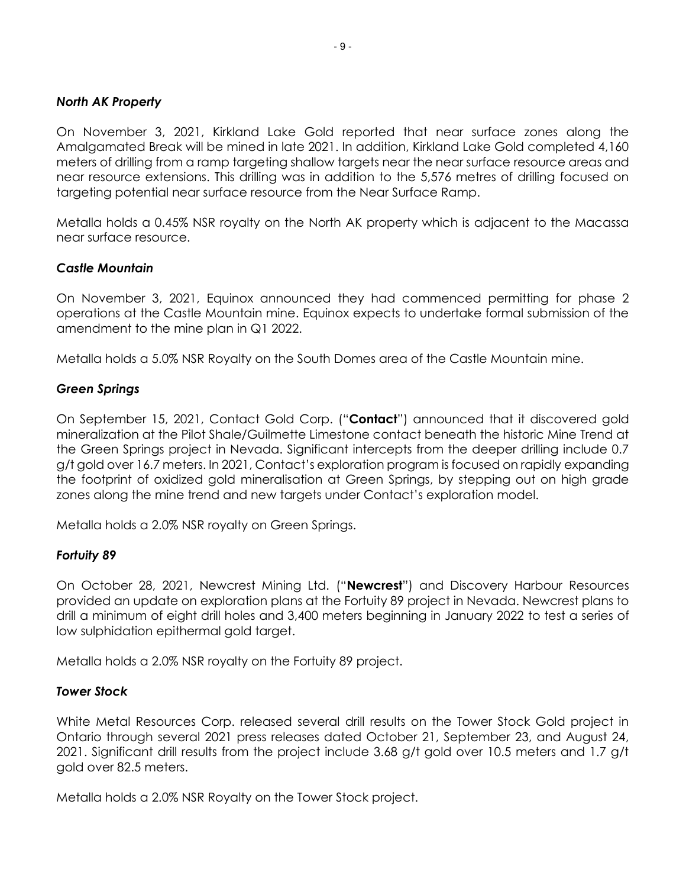### *North AK Property*

On November 3, 2021, Kirkland Lake Gold reported that near surface zones along the Amalgamated Break will be mined in late 2021. In addition, Kirkland Lake Gold completed 4,160 meters of drilling from a ramp targeting shallow targets near the near surface resource areas and near resource extensions. This drilling was in addition to the 5,576 metres of drilling focused on targeting potential near surface resource from the Near Surface Ramp.

Metalla holds a 0.45% NSR royalty on the North AK property which is adjacent to the Macassa near surface resource.

### *Castle Mountain*

On November 3, 2021, Equinox announced they had commenced permitting for phase 2 operations at the Castle Mountain mine. Equinox expects to undertake formal submission of the amendment to the mine plan in Q1 2022.

Metalla holds a 5.0% NSR Royalty on the South Domes area of the Castle Mountain mine.

### *Green Springs*

On September 15, 2021, Contact Gold Corp. ("**Contact**") announced that it discovered gold mineralization at the Pilot Shale/Guilmette Limestone contact beneath the historic Mine Trend at the Green Springs project in Nevada. Significant intercepts from the deeper drilling include 0.7 g/t gold over 16.7 meters. In 2021, Contact's exploration program is focused on rapidly expanding the footprint of oxidized gold mineralisation at Green Springs, by stepping out on high grade zones along the mine trend and new targets under Contact's exploration model.

Metalla holds a 2.0% NSR royalty on Green Springs.

### *Fortuity 89*

On October 28, 2021, Newcrest Mining Ltd. ("**Newcrest**") and Discovery Harbour Resources provided an update on exploration plans at the Fortuity 89 project in Nevada. Newcrest plans to drill a minimum of eight drill holes and 3,400 meters beginning in January 2022 to test a series of low sulphidation epithermal gold target.

Metalla holds a 2.0% NSR royalty on the Fortuity 89 project.

### *Tower Stock*

White Metal Resources Corp. released several drill results on the Tower Stock Gold project in Ontario through several 2021 press releases dated October 21, September 23, and August 24, 2021. Significant drill results from the project include 3.68 g/t gold over 10.5 meters and 1.7 g/t gold over 82.5 meters.

Metalla holds a 2.0% NSR Royalty on the Tower Stock project.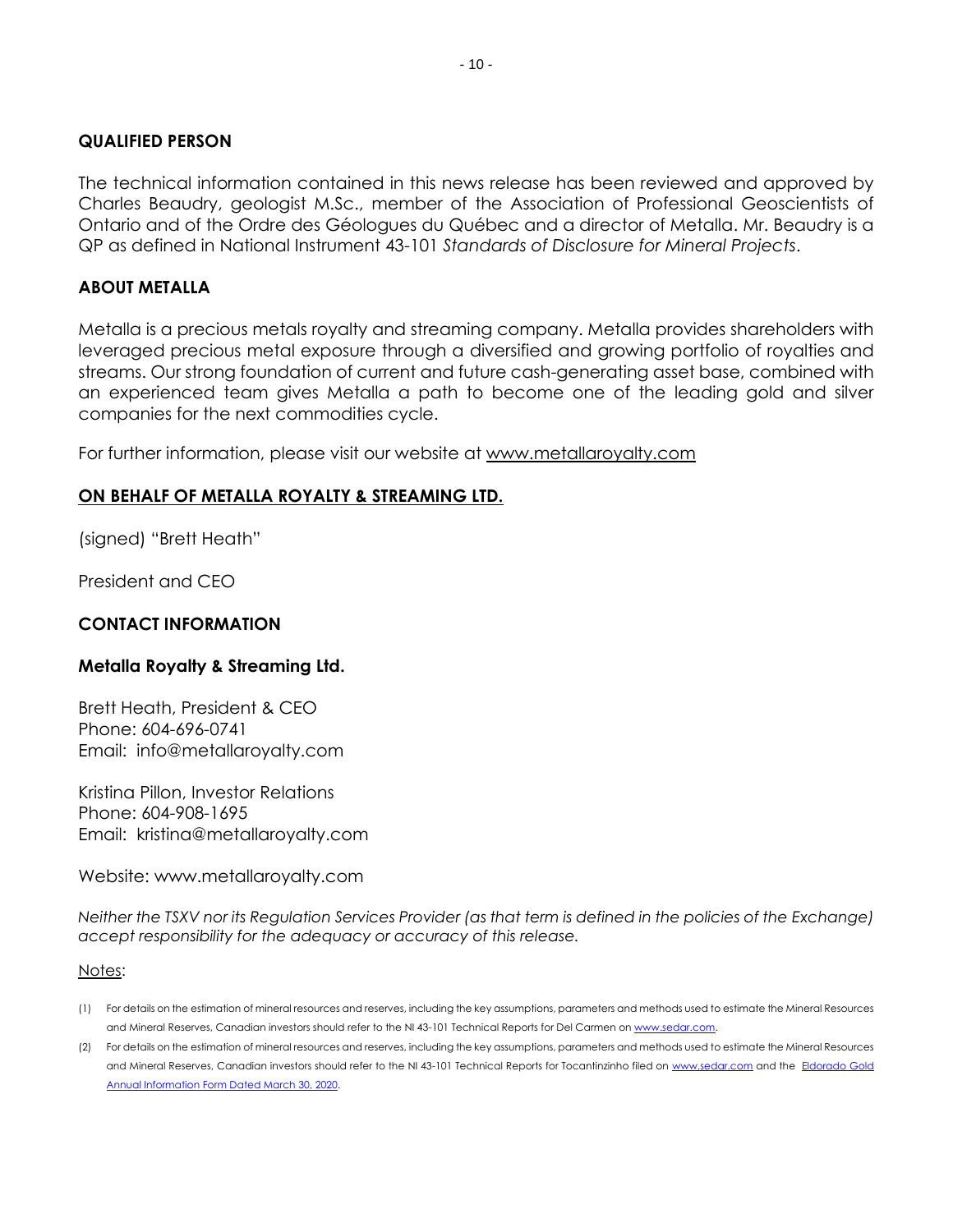**QUALIFIED PERSON**

The technical information contained in this news release has been reviewed and approved by Charles Beaudry, geologist M.Sc., member of the Association of Professional Geoscientists of Ontario and of the Ordre des Géologues du Québec and a director of Metalla. Mr. Beaudry is a QP as defined in National Instrument 43-101 *Standards of Disclosure for Mineral Projects*.

**ABOUT METALLA**

Metalla is a precious metals royalty and streaming company. Metalla provides shareholders with leveraged precious metal exposure through a diversified and growing portfolio of royalties and streams. Our strong foundation of current and future cash-generating asset base, combined with an experienced team gives Metalla a path to become one of the leading gold and silver companies for the next commodities cycle.

For further information, please visit our website at www.metallaroyalty.com

**ON BEHALF OF METALLA ROYALTY & STREAMING LTD.**

(signed) "Brett Heath"

President and CEO

**CONTACT INFORMATION**

**Metalla Royalty & Streaming Ltd.**

Brett Heath, President & CEO
Phone: 604-696-0741
Email: info@metallaroyalty.com

Kristina Pillon, Investor Relations
Phone: 604-908-1695
Email: kristina@metallaroyalty.com

Website: www.metallaroyalty.com

*Neither the TSXV nor its Regulation Services Provider (as that term is defined in the policies of the Exchange) accept responsibility for the adequacy or accuracy of this release.*

Notes:

(1) For details on the estimation of mineral resources and reserves, including the key assumptions, parameters and methods used to estimate the Mineral Resources and Mineral Reserves, Canadian investors should refer to the NI 43-101 Technical Reports for Del Carmen on www.sedar.com.

(2) For details on the estimation of mineral resources and reserves, including the key assumptions, parameters and methods used to estimate the Mineral Resources and Mineral Reserves, Canadian investors should refer to the NI 43-101 Technical Reports for Tocantinzinho filed on www.sedar.com and the Eldorado Gold Annual Information Form Dated March 30, 2020.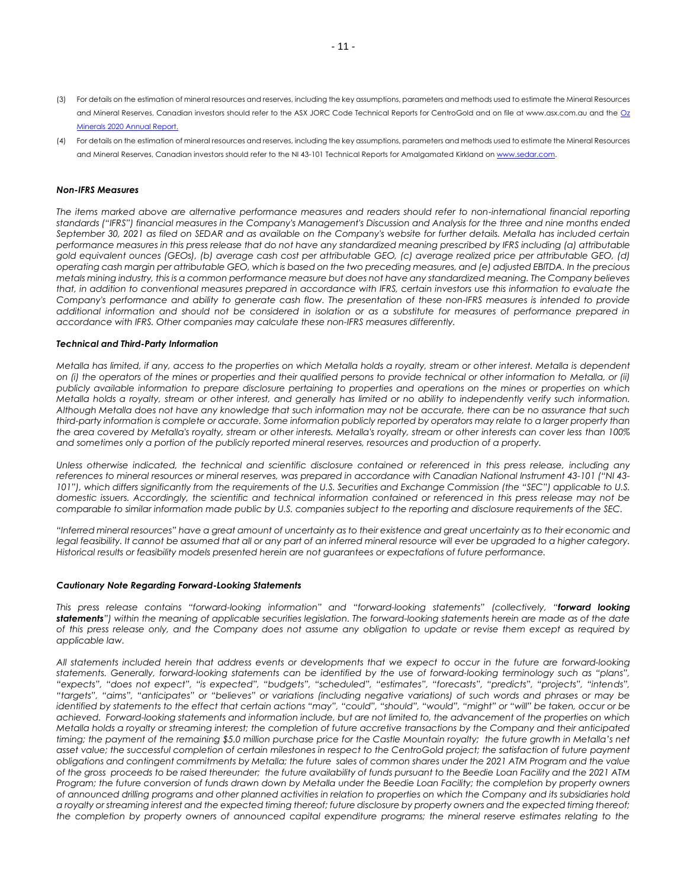(3) For details on the estimation of mineral resources and reserves, including the key assumptions, parameters and methods used to estimate the Mineral Resources and Mineral Reserves, Canadian investors should refer to the ASX JORC Code Technical Reports for CentroGold and on file at www.asx.com.au and the Oz Minerals 2020 Annual Report.

(4) For details on the estimation of mineral resources and reserves, including the key assumptions, parameters and methods used to estimate the Mineral Resources and Mineral Reserves, Canadian investors should refer to the NI 43-101 Technical Reports for Amalgamated Kirkland on www.sedar.com.

### *Non-IFRS Measures*

*The items marked above are alternative performance measures and readers should refer to non-international financial reporting standards ("IFRS") financial measures in the Company's Management's Discussion and Analysis for the three and nine months ended September 30, 2021 as filed on SEDAR and as available on the Company's website for further details. Metalla has included certain performance measures in this press release that do not have any standardized meaning prescribed by IFRS including (a) attributable gold equivalent ounces (GEOs), (b) average cash cost per attributable GEO, (c) average realized price per attributable GEO, (d) operating cash margin per attributable GEO, which is based on the two preceding measures, and (e) adjusted EBITDA. In the precious metals mining industry, this is a common performance measure but does not have any standardized meaning. The Company believes that, in addition to conventional measures prepared in accordance with IFRS, certain investors use this information to evaluate the Company's performance and ability to generate cash flow. The presentation of these non-IFRS measures is intended to provide additional information and should not be considered in isolation or as a substitute for measures of performance prepared in accordance with IFRS. Other companies may calculate these non-IFRS measures differently.*

### *Technical and Third-Party Information*

*Metalla has limited, if any, access to the properties on which Metalla holds a royalty, stream or other interest. Metalla is dependent on (i) the operators of the mines or properties and their qualified persons to provide technical or other information to Metalla, or (ii) publicly available information to prepare disclosure pertaining to properties and operations on the mines or properties on which Metalla holds a royalty, stream or other interest, and generally has limited or no ability to independently verify such information. Although Metalla does not have any knowledge that such information may not be accurate, there can be no assurance that such third-party information is complete or accurate. Some information publicly reported by operators may relate to a larger property than the area covered by Metalla's royalty, stream or other interests. Metalla's royalty, stream or other interests can cover less than 100% and sometimes only a portion of the publicly reported mineral reserves, resources and production of a property.*

*Unless otherwise indicated, the technical and scientific disclosure contained or referenced in this press release, including any references to mineral resources or mineral reserves, was prepared in accordance with Canadian National Instrument 43-101 ("NI 43-101"), which differs significantly from the requirements of the U.S. Securities and Exchange Commission (the "SEC") applicable to U.S. domestic issuers. Accordingly, the scientific and technical information contained or referenced in this press release may not be comparable to similar information made public by U.S. companies subject to the reporting and disclosure requirements of the SEC.*

*"Inferred mineral resources" have a great amount of uncertainty as to their existence and great uncertainty as to their economic and legal feasibility. It cannot be assumed that all or any part of an inferred mineral resource will ever be upgraded to a higher category. Historical results or feasibility models presented herein are not guarantees or expectations of future performance.*

### *Cautionary Note Regarding Forward-Looking Statements*

*This press release contains "forward-looking information" and "forward-looking statements" (collectively, "**forward looking statements**") within the meaning of applicable securities legislation. The forward-looking statements herein are made as of the date of this press release only, and the Company does not assume any obligation to update or revise them except as required by applicable law.*

*All statements included herein that address events or developments that we expect to occur in the future are forward-looking statements. Generally, forward-looking statements can be identified by the use of forward-looking terminology such as "plans", "expects", "does not expect", "is expected", "budgets", "scheduled", "estimates", "forecasts", "predicts", "projects", "intends", "targets", "aims", "anticipates" or "believes" or variations (including negative variations) of such words and phrases or may be identified by statements to the effect that certain actions "may", "could", "should", "would", "might" or "will" be taken, occur or be achieved. Forward-looking statements and information include, but are not limited to, the advancement of the properties on which Metalla holds a royalty or streaming interest; the completion of future accretive transactions by the Company and their anticipated timing; the payment of the remaining $5.0 million purchase price for the Castle Mountain royalty; the future growth in Metalla's net asset value; the successful completion of certain milestones in respect to the CentroGold project; the satisfaction of future payment obligations and contingent commitments by Metalla; the future sales of common shares under the 2021 ATM Program and the value of the gross proceeds to be raised thereunder; the future availability of funds pursuant to the Beedie Loan Facility and the 2021 ATM Program; the future conversion of funds drawn down by Metalla under the Beedie Loan Facility; the completion by property owners of announced drilling programs and other planned activities in relation to properties on which the Company and its subsidiaries hold a royalty or streaming interest and the expected timing thereof; future disclosure by property owners and the expected timing thereof; the completion by property owners of announced capital expenditure programs; the mineral reserve estimates relating to the*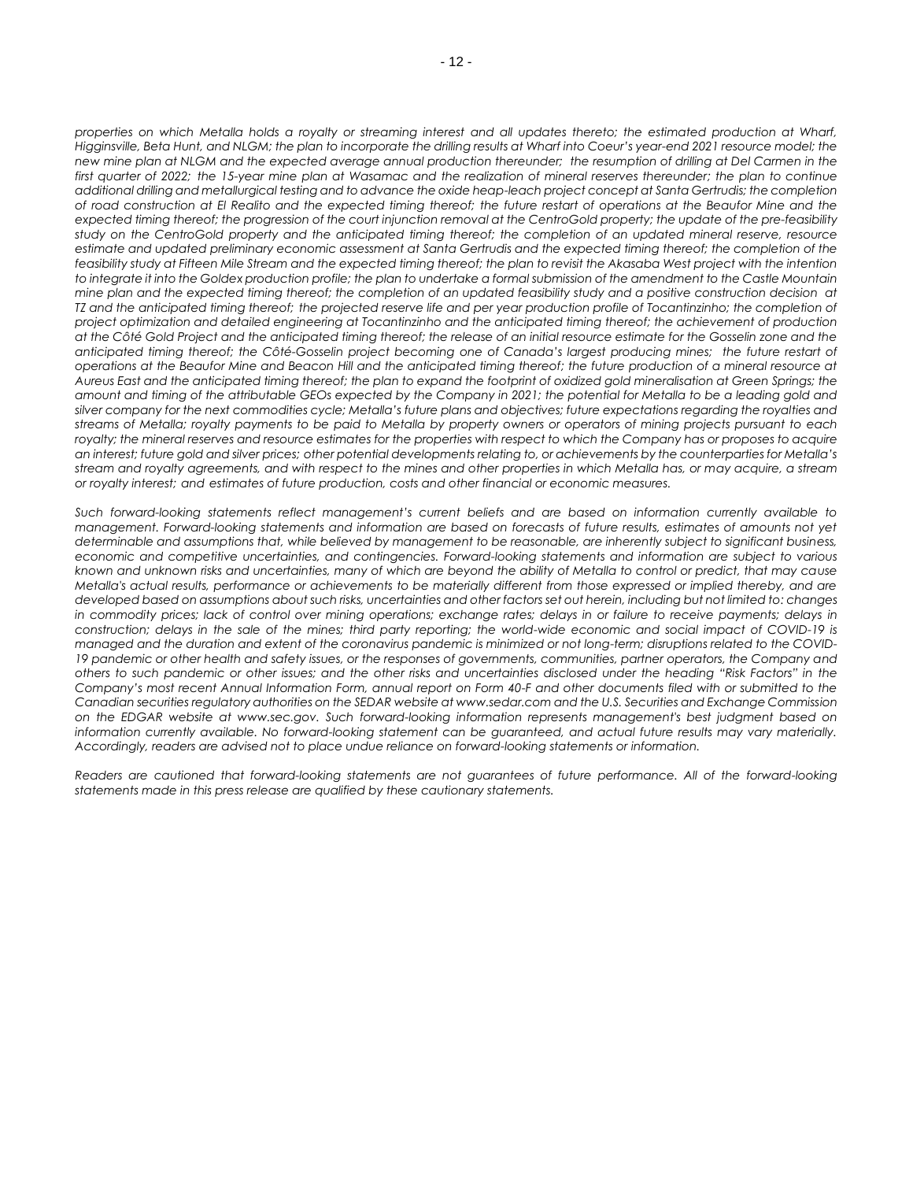*properties on which Metalla holds a royalty or streaming interest and all updates thereto; the estimated production at Wharf, Higginsville, Beta Hunt, and NLGM; the plan to incorporate the drilling results at Wharf into Coeur's year-end 2021 resource model; the new mine plan at NLGM and the expected average annual production thereunder; the resumption of drilling at Del Carmen in the first quarter of 2022; the 15-year mine plan at Wasamac and the realization of mineral reserves thereunder; the plan to continue additional drilling and metallurgical testing and to advance the oxide heap-leach project concept at Santa Gertrudis; the completion of road construction at El Realito and the expected timing thereof; the future restart of operations at the Beaufor Mine and the expected timing thereof; the progression of the court injunction removal at the CentroGold property; the update of the pre-feasibility study on the CentroGold property and the anticipated timing thereof; the completion of an updated mineral reserve, resource estimate and updated preliminary economic assessment at Santa Gertrudis and the expected timing thereof; the completion of the feasibility study at Fifteen Mile Stream and the expected timing thereof; the plan to revisit the Akasaba West project with the intention to integrate it into the Goldex production profile; the plan to undertake a formal submission of the amendment to the Castle Mountain mine plan and the expected timing thereof; the completion of an updated feasibility study and a positive construction decision at TZ and the anticipated timing thereof; the projected reserve life and per year production profile of Tocantinzinho; the completion of project optimization and detailed engineering at Tocantinzinho and the anticipated timing thereof; the achievement of production at the Côté Gold Project and the anticipated timing thereof; the release of an initial resource estimate for the Gosselin zone and the anticipated timing thereof; the Côté-Gosselin project becoming one of Canada's largest producing mines; the future restart of operations at the Beaufor Mine and Beacon Hill and the anticipated timing thereof; the future production of a mineral resource at Aureus East and the anticipated timing thereof; the plan to expand the footprint of oxidized gold mineralisation at Green Springs; the amount and timing of the attributable GEOs expected by the Company in 2021; the potential for Metalla to be a leading gold and silver company for the next commodities cycle; Metalla's future plans and objectives; future expectations regarding the royalties and streams of Metalla; royalty payments to be paid to Metalla by property owners or operators of mining projects pursuant to each royalty; the mineral reserves and resource estimates for the properties with respect to which the Company has or proposes to acquire an interest; future gold and silver prices; other potential developments relating to, or achievements by the counterparties for Metalla's stream and royalty agreements, and with respect to the mines and other properties in which Metalla has, or may acquire, a stream or royalty interest; and estimates of future production, costs and other financial or economic measures.*

*Such forward-looking statements reflect management's current beliefs and are based on information currently available to management. Forward-looking statements and information are based on forecasts of future results, estimates of amounts not yet determinable and assumptions that, while believed by management to be reasonable, are inherently subject to significant business, economic and competitive uncertainties, and contingencies. Forward-looking statements and information are subject to various known and unknown risks and uncertainties, many of which are beyond the ability of Metalla to control or predict, that may cause Metalla's actual results, performance or achievements to be materially different from those expressed or implied thereby, and are developed based on assumptions about such risks, uncertainties and other factors set out herein, including but not limited to: changes in commodity prices; lack of control over mining operations; exchange rates; delays in or failure to receive payments; delays in construction; delays in the sale of the mines; third party reporting; the world-wide economic and social impact of COVID-19 is managed and the duration and extent of the coronavirus pandemic is minimized or not long-term; disruptions related to the COVID-19 pandemic or other health and safety issues, or the responses of governments, communities, partner operators, the Company and others to such pandemic or other issues; and the other risks and uncertainties disclosed under the heading "Risk Factors" in the Company's most recent Annual Information Form, annual report on Form 40-F and other documents filed with or submitted to the Canadian securities regulatory authorities on the SEDAR website at www.sedar.com and the U.S. Securities and Exchange Commission on the EDGAR website at www.sec.gov. Such forward-looking information represents management's best judgment based on information currently available. No forward-looking statement can be guaranteed, and actual future results may vary materially. Accordingly, readers are advised not to place undue reliance on forward-looking statements or information.*

*Readers are cautioned that forward-looking statements are not guarantees of future performance. All of the forward-looking statements made in this press release are qualified by these cautionary statements.*